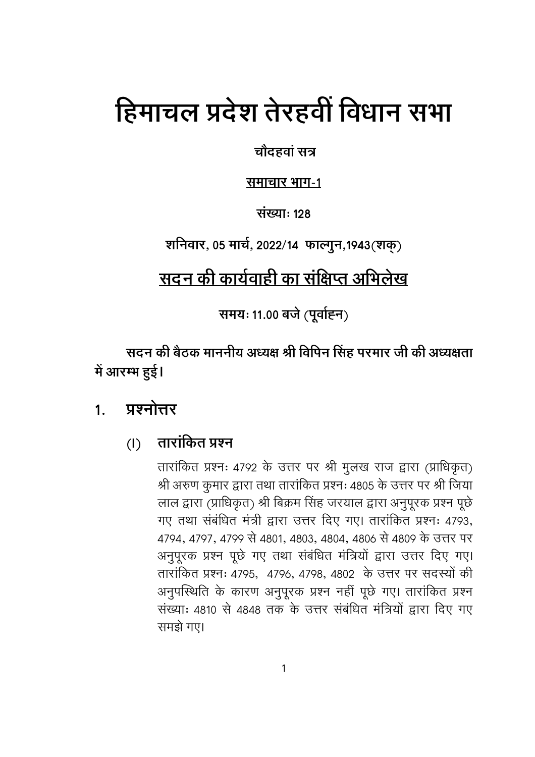# हिमाचल प्रदेश तेरहवीं विधान सभा

**चौदहवां सत्र**

**समाचार भाग-1**

**संख्याः 128**

**शनिवार, 05 मार्च, 2022/14 फाल्गुन,1943(शक्)**

## सदन की कार्यवाही का संक्षिप्त अभिलेख

**समयः 11.00 बजे (पूर्वाह्न)**

**सदन की बैठक माननीय अध्यक्ष श्री विपिन सिंह परमार जी की अध्यक्षता में आरम्भ हुई।**

## 1. प्रश्नोत्तर

### (I) तारांकित प्रश्न

तारांकित प्रश्नः 4792 के उत्तर पर श्री मुलख राज द्वारा (प्राधिकृत) श्री अरुण कुमार द्वारा तथा तारांकित प्रश्नः 4805 के उत्तर पर श्री जिया लाल द्वारा (प्राधिकृत) श्री बिक्रम सिंह जरयाल द्वारा अनुपूरक प्रश्न पूछे गए तथा संबंधित मंत्री द्वारा उत्तर दिए गए। तारांकित प्रश्नः 4793, 4794, 4797, 4799 से 4801, 4803, 4804, 4806 से 4809 के उत्तर पर अनुपूरक प्रश्न पूछे गए तथा संबंधित मंत्रियों द्वारा उत्तर दिए गए। तारांकित प्रश्नः 4795, 4796, 4798, 4802 के उत्तर पर सदस्यों की अनुपस्थिति के कारण अनुपूरक प्रश्न नहीं पूछे गए। तारांकित प्रश्न संख्याः 4810 से 4848 तक के उत्तर संबंधित मंत्रियों द्वारा दिए गए समझे गए।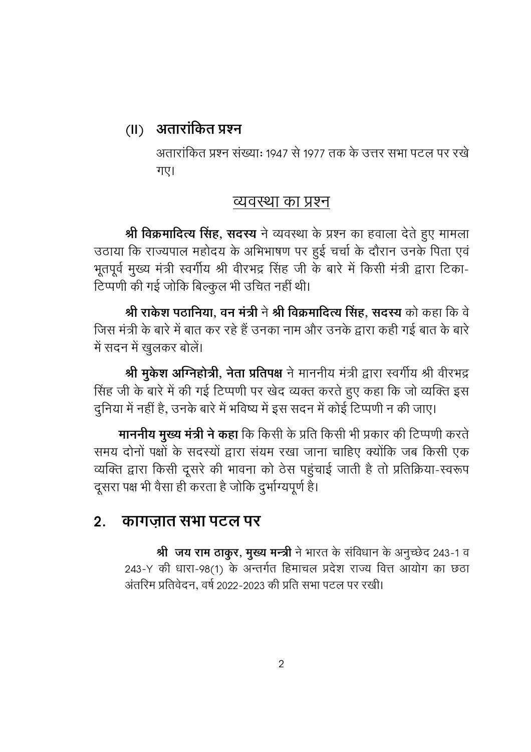### (II) अतारांकित प्रश्न

अतारांकित प्रश्न संख्याः 1947 से 1977 तक के उत्तर सभा पटल पर रखे गए।

## <u>व्यवस्था का प्रश्न</u>

**श्री विक्रमादित्य सिंह, सदस्य** ने व्यवस्था के प्रश्न का हवाला देते हुए मामला उठाया कि राज्यपाल महोदय के अभिभाषण पर हुई चर्चा के दौरान उनके पिता एवं भूतपूर्व मुख्य मंत्री स्वर्गीय श्री वीरभद्र सिंह जी के बारे में किसी मंत्री द्वारा टिका-टिप्पणी की गई जोकि बिल्कुल भी उचित नहीं थी।

**श्री राकेश पठानिया, वन मंत्री** ने **श्री विक्रमादित्य सिंह, सदस्य** को कहा कि वे जिस मंत्री के बारे में बात कर रहे हैं उनका नाम और उनके द्वारा कही गई बात के बारे में सदन में खुलकर बोलें।

**श्री मुकेश अग्निहोत्री, नेता प्रतिपक्ष** ने माननीय मंत्री द्वारा स्वर्गीय श्री वीरभद्र सिंह जी के बारे में की गई टिप्पणी पर खेद व्यक्त करते हुए कहा कि जो व्यक्ति इस दुनिया में नहीं है, उनके बारे में भविष्य में इस सदन में कोई टिप्पणी न की जाए।

**माननीय मुख्य मंत्री ने कहा** कि किसी के प्रति किसी भी प्रकार की टिप्पणी करते समय दोनों पक्षों के सदस्यों द्वारा संयम रखा जाना चाहिए क्योंकि जब किसी एक व्यक्ति द्वारा किसी दूसरे की भावना को ठेस पहुंचाई जाती है तो प्रतिक्रिया-स्वरूप दूसरा पक्ष भी वैसा ही करता है जोकि दुर्भाग्यपूर्ण है।

## 2. कागज़ात सभा पटल पर

**श्री जय राम ठाकुर, मुख्य मन्त्री** ने भारत के संविधान के अनुच्छेद 243-1 व 243-Y की धारा-98(1) के अन्तर्गत हिमाचल प्रदेश राज्य वित्त आयोग का छठा अंतरिम प्रतिवेदन, वर्ष 2022-2023 की प्रति सभा पटल पर रखी।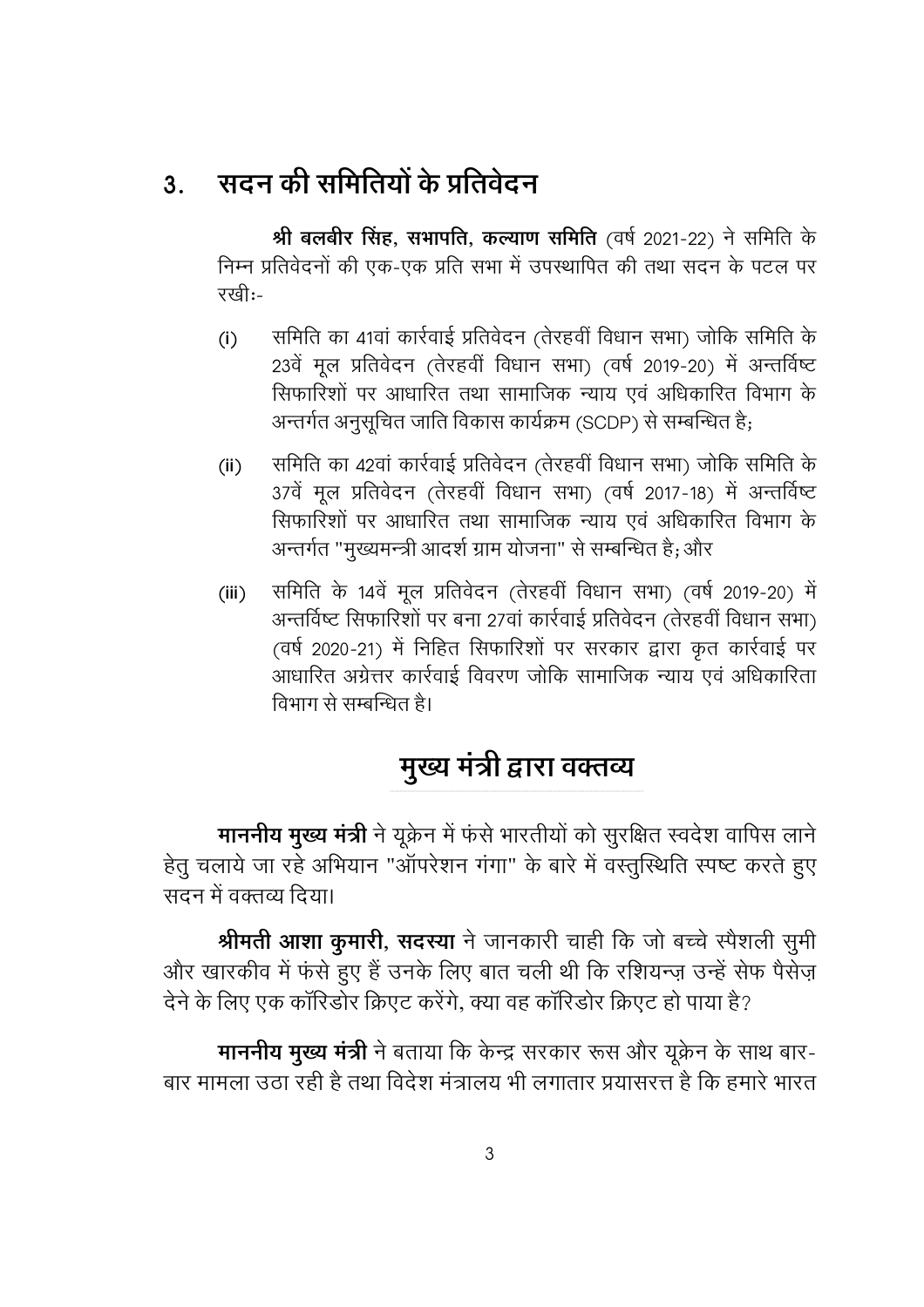## 3. सदन की समितियों के प्रतिवेदन

**श्री बलबीर सिंह, सभापति, कल्याण समिति** (वर्ष 2021-22) ने समिति के निम्न प्रतिवेदनों की एक-एक प्रति सभा में उपस्थापित की तथा सदन के पटल पर रखी:-

(i) समिति का 41वां कार्रवाई प्रतिवेदन (तेरहवीं विधान सभा) जोकि समिति के 23वें मूल प्रतिवेदन (तेरहवीं विधान सभा) (वर्ष 2019-20) में अन्तर्विष्ट सिफारिशों पर आधारित तथा सामाजिक न्याय एवं अधिकारित विभाग के अन्तर्गत अनुसूचित जाति विकास कार्यक्रम (SCDP) से सम्बन्धित है;

(ii) समिति का 42वां कार्रवाई प्रतिवेदन (तेरहवीं विधान सभा) जोकि समिति के 37वें मूल प्रतिवेदन (तेरहवीं विधान सभा) (वर्ष 2017-18) में अन्तर्विष्ट सिफारिशों पर आधारित तथा सामाजिक न्याय एवं अधिकारित विभाग के अन्तर्गत "मुख्यमन्त्री आदर्श ग्राम योजना" से सम्बन्धित है; और

(iii) समिति के 14वें मूल प्रतिवेदन (तेरहवीं विधान सभा) (वर्ष 2019-20) में अन्तर्विष्ट सिफारिशों पर बना 27वां कार्रवाई प्रतिवेदन (तेरहवीं विधान सभा) (वर्ष 2020-21) में निहित सिफारिशों पर सरकार द्वारा कृत कार्रवाई पर आधारित अग्रेत्तर कार्रवाई विवरण जोकि सामाजिक न्याय एवं अधिकारिता विभाग से सम्बन्धित है।

## मुख्य मंत्री द्वारा वक्तव्य

**माननीय मुख्य मंत्री** ने यूक्रेन में फंसे भारतीयों को सुरक्षित स्वदेश वापिस लाने हेतु चलाये जा रहे अभियान "ऑपरेशन गंगा" के बारे में वस्तुस्थिति स्पष्ट करते हुए सदन में वक्तव्य दिया।

**श्रीमती आशा कुमारी, सदस्या** ने जानकारी चाही कि जो बच्चे स्पैशली सुमी और खारकीव में फंसे हुए हैं उनके लिए बात चली थी कि रशियन्ज़ उन्हें सेफ पैसेज़ देने के लिए एक कॉरिडोर क्रिएट करेंगे, क्या वह कॉरिडोर क्रिएट हो पाया है?

**माननीय मुख्य मंत्री** ने बताया कि केन्द्र सरकार रूस और यूक्रेन के साथ बार-बार मामला उठा रही है तथा विदेश मंत्रालय भी लगातार प्रयासरत्त है कि हमारे भारत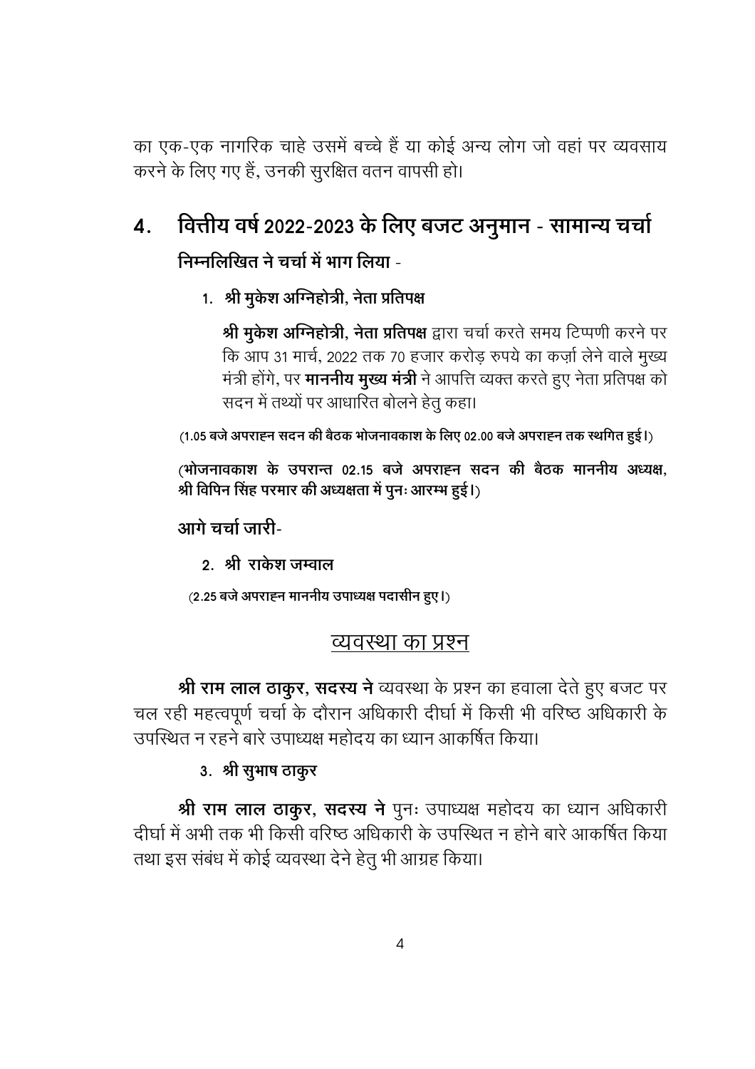का एक-एक नागरिक चाहे उसमें बच्चे हैं या कोई अन्य लोग जो वहां पर व्यवसाय करने के लिए गए हैं, उनकी सुरक्षित वतन वापसी हो।

## 4. वित्तीय वर्ष 2022-2023 के लिए बजट अनुमान - सामान्य चर्चा

**निम्नलिखित ने चर्चा में भाग लिया -**

1. **श्री मुकेश अग्निहोत्री, नेता प्रतिपक्ष**

   **श्री मुकेश अग्निहोत्री, नेता प्रतिपक्ष** द्वारा चर्चा करते समय टिप्पणी करने पर कि आप 31 मार्च, 2022 तक 70 हजार करोड़ रुपये का कर्ज़ा लेने वाले मुख्य मंत्री होंगे, पर **माननीय मुख्य मंत्री** ने आपत्ति व्यक्त करते हुए नेता प्रतिपक्ष को सदन में तथ्यों पर आधारित बोलने हेतु कहा।

**(1.05 बजे अपराह्न सदन की बैठक भोजनावकाश के लिए 02.00 बजे अपराह्न तक स्थगित हुई।)**

**(भोजनावकाश के उपरान्त 02.15 बजे अपराह्न सदन की बैठक माननीय अध्यक्ष, श्री विपिन सिंह परमार की अध्यक्षता में पुनः आरम्भ हुई।)**

**आगे चर्चा जारी-**

2. **श्री राकेश जम्वाल**

**(2.25 बजे अपराह्न माननीय उपाध्यक्ष पदासीन हुए।)**

### व्यवस्था का प्रश्न

**श्री राम लाल ठाकुर, सदस्य ने** व्यवस्था के प्रश्न का हवाला देते हुए बजट पर चल रही महत्वपूर्ण चर्चा के दौरान अधिकारी दीर्घा में किसी भी वरिष्ठ अधिकारी के उपस्थित न रहने बारे उपाध्यक्ष महोदय का ध्यान आकर्षित किया।

3. **श्री सुभाष ठाकुर**

**श्री राम लाल ठाकुर, सदस्य ने** पुनः उपाध्यक्ष महोदय का ध्यान अधिकारी दीर्घा में अभी तक भी किसी वरिष्ठ अधिकारी के उपस्थित न होने बारे आकर्षित किया तथा इस संबंध में कोई व्यवस्था देने हेतु भी आग्रह किया।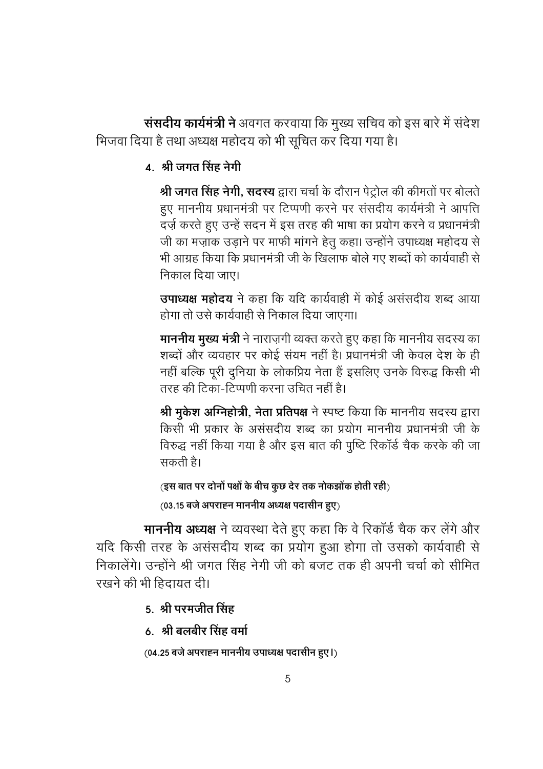**संसदीय कार्यमंत्री ने** अवगत करवाया कि मुख्य सचिव को इस बारे में संदेश भिजवा दिया है तथा अध्यक्ष महोदय को भी सूचित कर दिया गया है।

**4. श्री जगत सिंह नेगी**

**श्री जगत सिंह नेगी, सदस्य** द्वारा चर्चा के दौरान पेट्रोल की कीमतों पर बोलते हुए माननीय प्रधानमंत्री पर टिप्पणी करने पर संसदीय कार्यमंत्री ने आपत्ति दर्ज़ करते हुए उन्हें सदन में इस तरह की भाषा का प्रयोग करने व प्रधानमंत्री जी का मज़ाक उड़ाने पर माफी मांगने हेतु कहा। उन्होंने उपाध्यक्ष महोदय से भी आग्रह किया कि प्रधानमंत्री जी के खिलाफ बोले गए शब्दों को कार्यवाही से निकाल दिया जाए।

**उपाध्यक्ष महोदय** ने कहा कि यदि कार्यवाही में कोई असंसदीय शब्द आया होगा तो उसे कार्यवाही से निकाल दिया जाएगा।

**माननीय मुख्य मंत्री** ने नाराज़गी व्यक्त करते हुए कहा कि माननीय सदस्य का शब्दों और व्यवहार पर कोई संयम नहीं है। प्रधानमंत्री जी केवल देश के ही नहीं बल्कि पूरी दुनिया के लोकप्रिय नेता हैं इसलिए उनके विरुद्ध किसी भी तरह की टिका-टिप्पणी करना उचित नहीं है।

**श्री मुकेश अग्निहोत्री, नेता प्रतिपक्ष** ने स्पष्ट किया कि माननीय सदस्य द्वारा किसी भी प्रकार के असंसदीय शब्द का प्रयोग माननीय प्रधानमंत्री जी के विरुद्ध नहीं किया गया है और इस बात की पुष्टि रिकॉर्ड चैक करके की जा सकती है।

**(इस बात पर दोनों पक्षों के बीच कुछ देर तक नोकझोंक होती रही)**

**(03.15 बजे अपराह्न माननीय अध्यक्ष पदासीन हुए)**

**माननीय अध्यक्ष** ने व्यवस्था देते हुए कहा कि वे रिकॉर्ड चैक कर लेंगे और यदि किसी तरह के असंसदीय शब्द का प्रयोग हुआ होगा तो उसको कार्यवाही से निकालेंगे। उन्होंने श्री जगत सिंह नेगी जी को बजट तक ही अपनी चर्चा को सीमित रखने की भी हिदायत दी।

**5. श्री परमजीत सिंह**

**6. श्री बलबीर सिंह वर्मा**

**(04.25 बजे अपराह्न माननीय उपाध्यक्ष पदासीन हुए।)**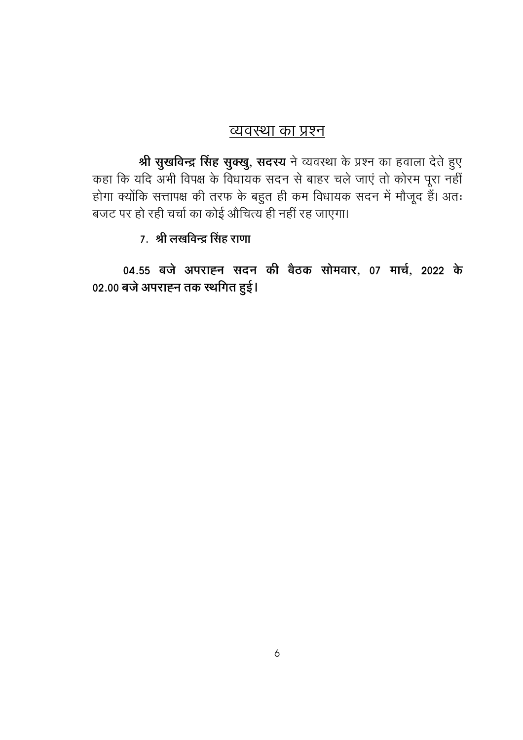## व्यवस्था का प्रश्न

**श्री सुखविन्द्र सिंह सुक्खु, सदस्य** ने व्यवस्था के प्रश्न का हवाला देते हुए कहा कि यदि अभी विपक्ष के विधायक सदन से बाहर चले जाएं तो कोरम पूरा नहीं होगा क्योंकि सत्तापक्ष की तरफ के बहुत ही कम विधायक सदन में मौजूद हैं। अतः बजट पर हो रही चर्चा का कोई औचित्य ही नहीं रह जाएगा।

7. **श्री लखविन्द्र सिंह राणा**

**04.55 बजे अपराह्न सदन की बैठक सोमवार, 07 मार्च, 2022 के 02.00 बजे अपराह्न तक स्थगित हुई।**